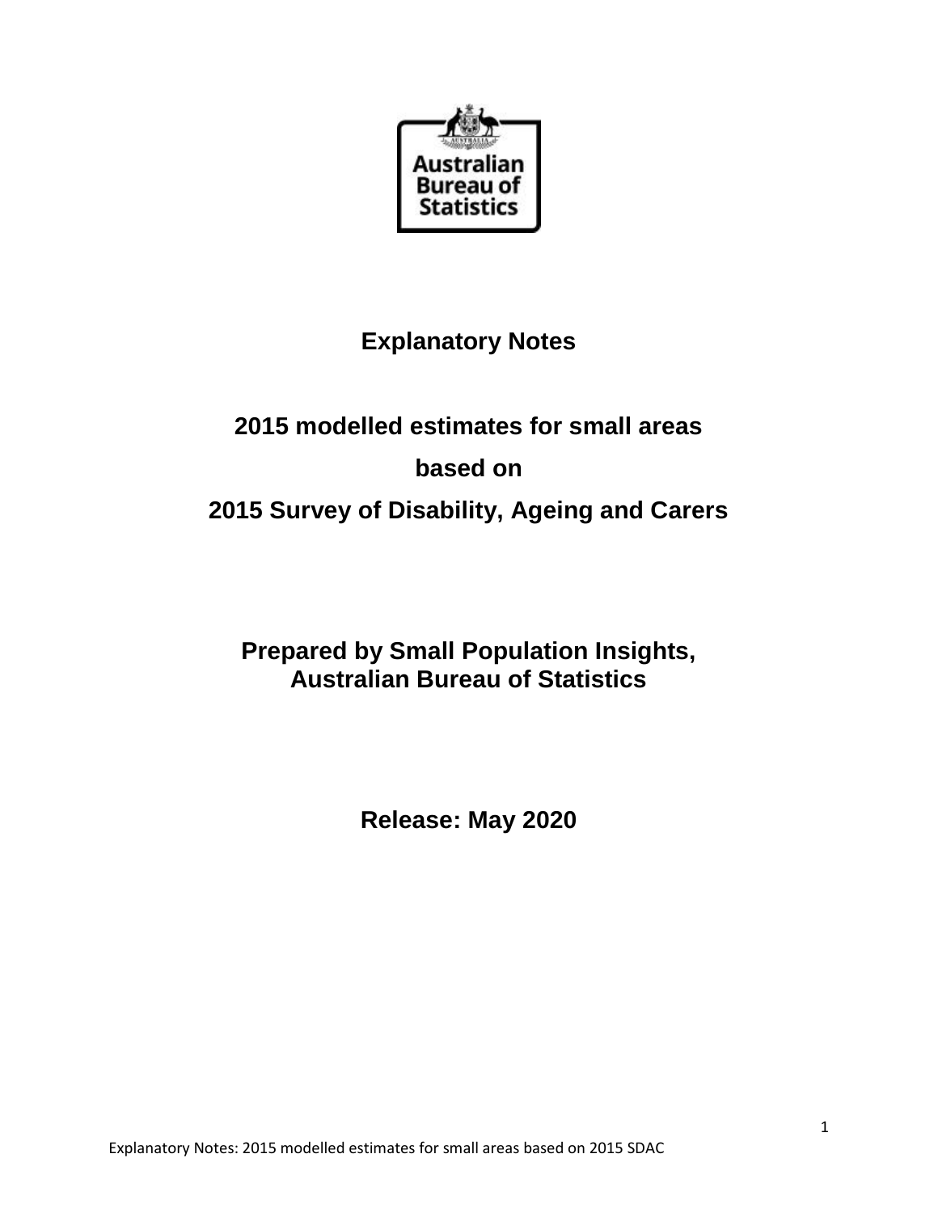# Explanatory Notes

## 2015 modelled estimates for small areas based on 2015 Survey of Disability, Ageing and Carers

**Prepared by Small Population Insights, Australian Bureau of Statistics**

**Release: May 2020**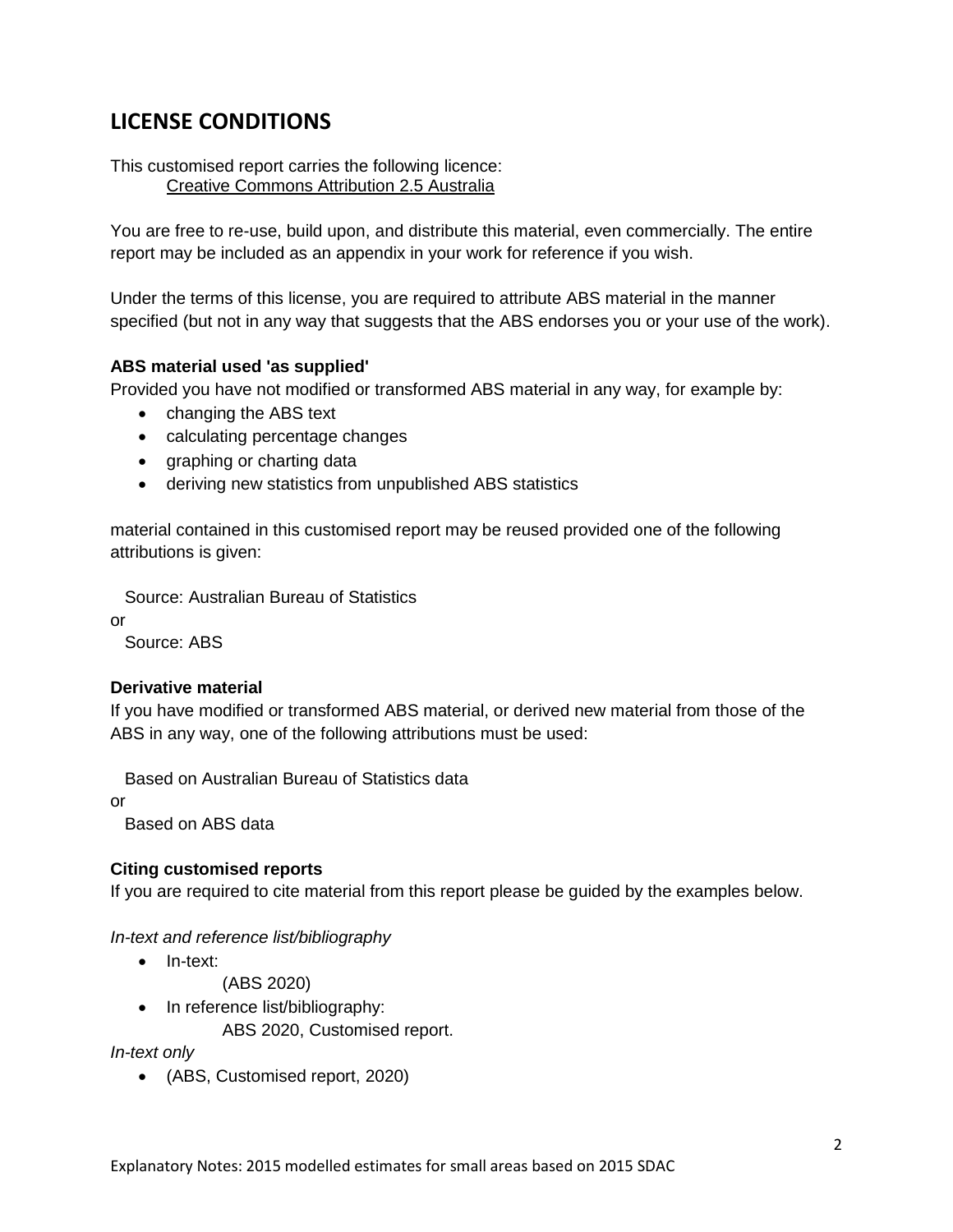## LICENSE CONDITIONS

This customised report carries the following licence:
Creative Commons Attribution 2.5 Australia

You are free to re-use, build upon, and distribute this material, even commercially. The entire report may be included as an appendix in your work for reference if you wish.

Under the terms of this license, you are required to attribute ABS material in the manner specified (but not in any way that suggests that the ABS endorses you or your use of the work).

**ABS material used 'as supplied'**

Provided you have not modified or transformed ABS material in any way, for example by:

- changing the ABS text
- calculating percentage changes
- graphing or charting data
- deriving new statistics from unpublished ABS statistics

material contained in this customised report may be reused provided one of the following attributions is given:

Source: Australian Bureau of Statistics

or

Source: ABS

**Derivative material**

If you have modified or transformed ABS material, or derived new material from those of the ABS in any way, one of the following attributions must be used:

Based on Australian Bureau of Statistics data

or

Based on ABS data

**Citing customised reports**

If you are required to cite material from this report please be guided by the examples below.

*In-text and reference list/bibliography*

- In-text:
  (ABS 2020)
- In reference list/bibliography:
  ABS 2020, Customised report.

*In-text only*

- (ABS, Customised report, 2020)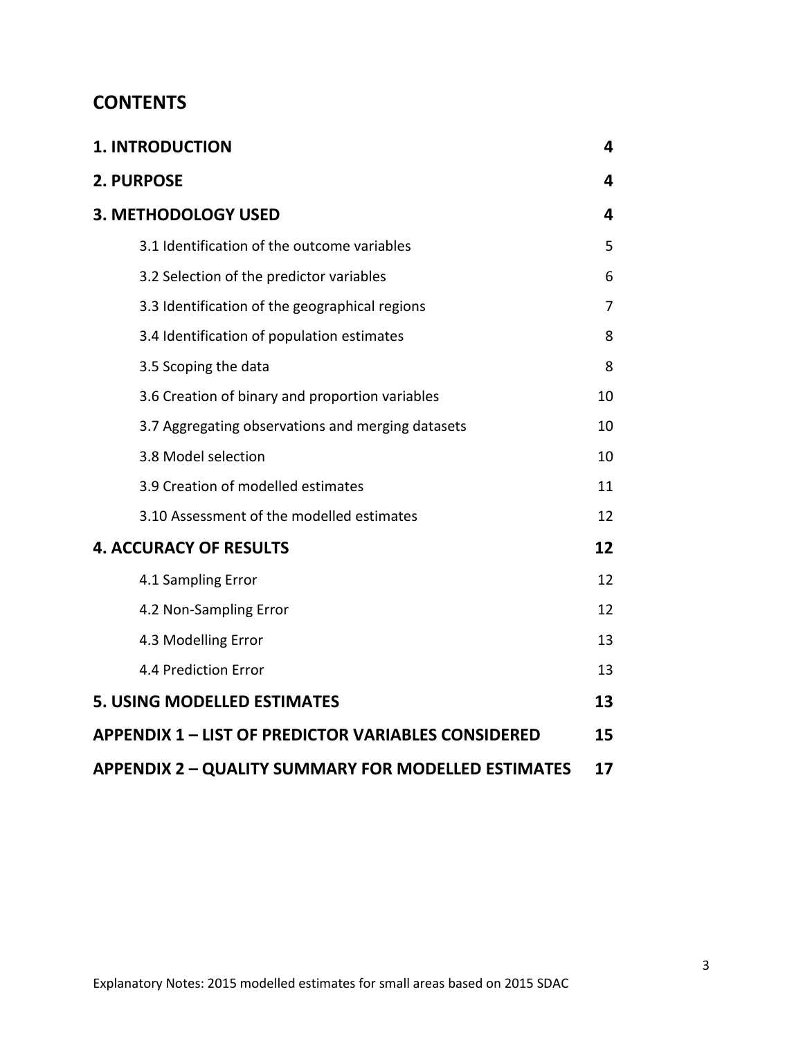## CONTENTS

| | |
|---|---|
| **1. INTRODUCTION** | **4** |
| **2. PURPOSE** | **4** |
| **3. METHODOLOGY USED** | **4** |
| 3.1 Identification of the outcome variables | 5 |
| 3.2 Selection of the predictor variables | 6 |
| 3.3 Identification of the geographical regions | 7 |
| 3.4 Identification of population estimates | 8 |
| 3.5 Scoping the data | 8 |
| 3.6 Creation of binary and proportion variables | 10 |
| 3.7 Aggregating observations and merging datasets | 10 |
| 3.8 Model selection | 10 |
| 3.9 Creation of modelled estimates | 11 |
| 3.10 Assessment of the modelled estimates | 12 |
| **4. ACCURACY OF RESULTS** | **12** |
| 4.1 Sampling Error | 12 |
| 4.2 Non-Sampling Error | 12 |
| 4.3 Modelling Error | 13 |
| 4.4 Prediction Error | 13 |
| **5. USING MODELLED ESTIMATES** | **13** |
| **APPENDIX 1 – LIST OF PREDICTOR VARIABLES CONSIDERED** | **15** |
| **APPENDIX 2 – QUALITY SUMMARY FOR MODELLED ESTIMATES** | **17** |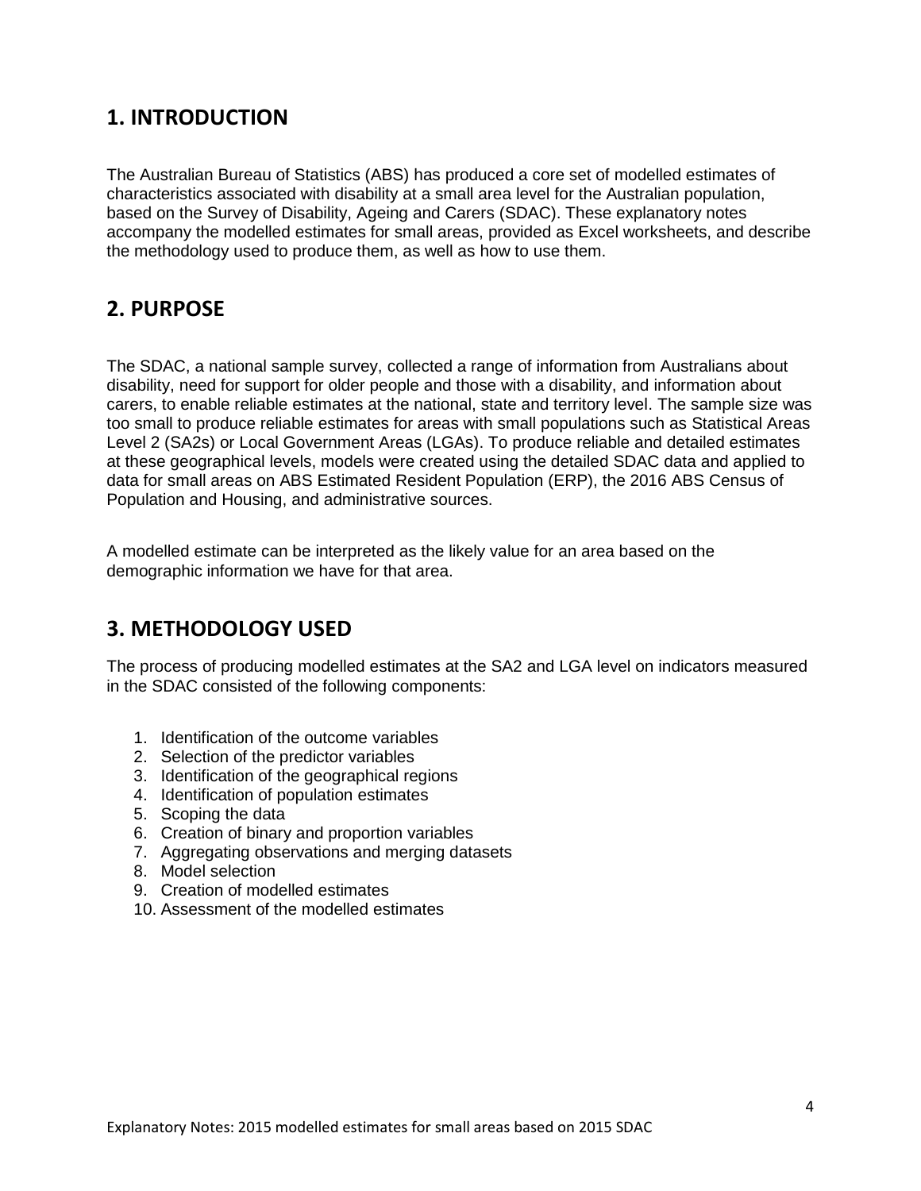## 1. INTRODUCTION

The Australian Bureau of Statistics (ABS) has produced a core set of modelled estimates of characteristics associated with disability at a small area level for the Australian population, based on the Survey of Disability, Ageing and Carers (SDAC). These explanatory notes accompany the modelled estimates for small areas, provided as Excel worksheets, and describe the methodology used to produce them, as well as how to use them.

## 2. PURPOSE

The SDAC, a national sample survey, collected a range of information from Australians about disability, need for support for older people and those with a disability, and information about carers, to enable reliable estimates at the national, state and territory level. The sample size was too small to produce reliable estimates for areas with small populations such as Statistical Areas Level 2 (SA2s) or Local Government Areas (LGAs). To produce reliable and detailed estimates at these geographical levels, models were created using the detailed SDAC data and applied to data for small areas on ABS Estimated Resident Population (ERP), the 2016 ABS Census of Population and Housing, and administrative sources.

A modelled estimate can be interpreted as the likely value for an area based on the demographic information we have for that area.

## 3. METHODOLOGY USED

The process of producing modelled estimates at the SA2 and LGA level on indicators measured in the SDAC consisted of the following components:

1. Identification of the outcome variables
2. Selection of the predictor variables
3. Identification of the geographical regions
4. Identification of population estimates
5. Scoping the data
6. Creation of binary and proportion variables
7. Aggregating observations and merging datasets
8. Model selection
9. Creation of modelled estimates
10. Assessment of the modelled estimates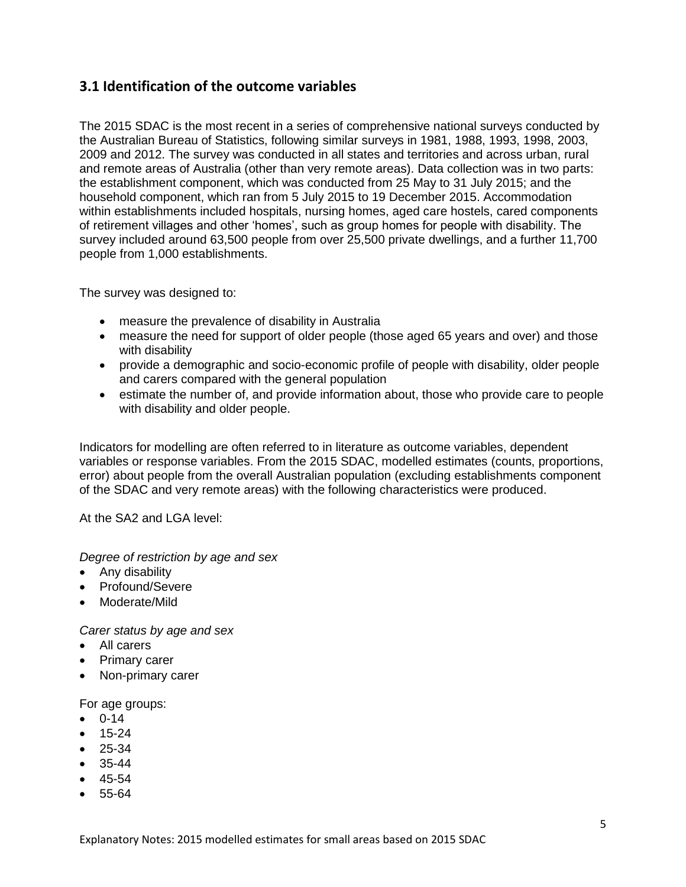## 3.1 Identification of the outcome variables

The 2015 SDAC is the most recent in a series of comprehensive national surveys conducted by the Australian Bureau of Statistics, following similar surveys in 1981, 1988, 1993, 1998, 2003, 2009 and 2012. The survey was conducted in all states and territories and across urban, rural and remote areas of Australia (other than very remote areas). Data collection was in two parts: the establishment component, which was conducted from 25 May to 31 July 2015; and the household component, which ran from 5 July 2015 to 19 December 2015. Accommodation within establishments included hospitals, nursing homes, aged care hostels, cared components of retirement villages and other 'homes', such as group homes for people with disability. The survey included around 63,500 people from over 25,500 private dwellings, and a further 11,700 people from 1,000 establishments.

The survey was designed to:

- measure the prevalence of disability in Australia
- measure the need for support of older people (those aged 65 years and over) and those with disability
- provide a demographic and socio-economic profile of people with disability, older people and carers compared with the general population
- estimate the number of, and provide information about, those who provide care to people with disability and older people.

Indicators for modelling are often referred to in literature as outcome variables, dependent variables or response variables. From the 2015 SDAC, modelled estimates (counts, proportions, error) about people from the overall Australian population (excluding establishments component of the SDAC and very remote areas) with the following characteristics were produced.

At the SA2 and LGA level:

*Degree of restriction by age and sex*

- Any disability
- Profound/Severe
- Moderate/Mild

*Carer status by age and sex*

- All carers
- Primary carer
- Non-primary carer

For age groups:

- 0-14
- 15-24
- 25-34
- 35-44
- 45-54
- 55-64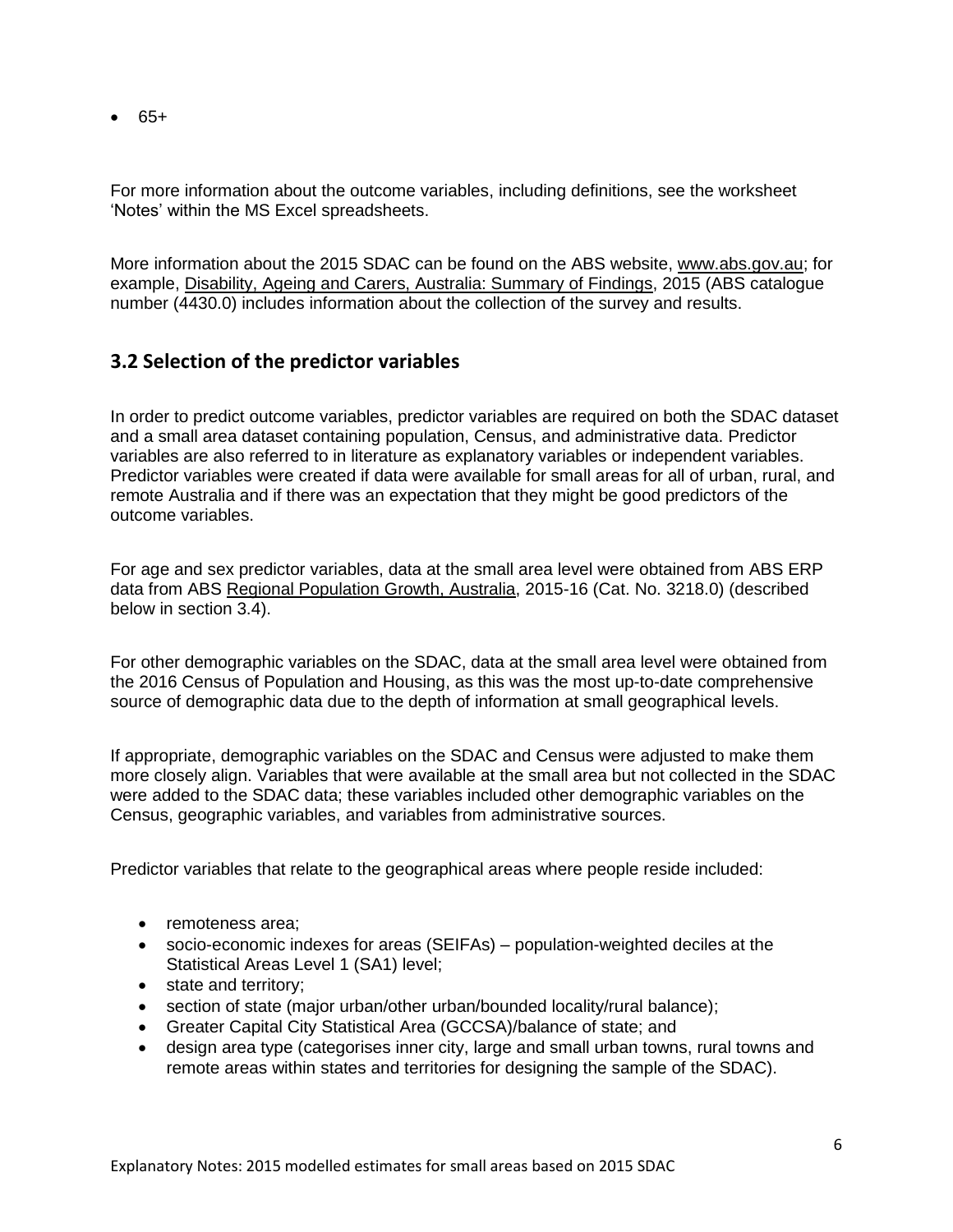- 65+

For more information about the outcome variables, including definitions, see the worksheet 'Notes' within the MS Excel spreadsheets.

More information about the 2015 SDAC can be found on the ABS website, www.abs.gov.au; for example, Disability, Ageing and Carers, Australia: Summary of Findings, 2015 (ABS catalogue number (4430.0) includes information about the collection of the survey and results.

## 3.2 Selection of the predictor variables

In order to predict outcome variables, predictor variables are required on both the SDAC dataset and a small area dataset containing population, Census, and administrative data. Predictor variables are also referred to in literature as explanatory variables or independent variables. Predictor variables were created if data were available for small areas for all of urban, rural, and remote Australia and if there was an expectation that they might be good predictors of the outcome variables.

For age and sex predictor variables, data at the small area level were obtained from ABS ERP data from ABS Regional Population Growth, Australia, 2015-16 (Cat. No. 3218.0) (described below in section 3.4).

For other demographic variables on the SDAC, data at the small area level were obtained from the 2016 Census of Population and Housing, as this was the most up-to-date comprehensive source of demographic data due to the depth of information at small geographical levels.

If appropriate, demographic variables on the SDAC and Census were adjusted to make them more closely align. Variables that were available at the small area but not collected in the SDAC were added to the SDAC data; these variables included other demographic variables on the Census, geographic variables, and variables from administrative sources.

Predictor variables that relate to the geographical areas where people reside included:

- remoteness area;
- socio-economic indexes for areas (SEIFAs) – population-weighted deciles at the Statistical Areas Level 1 (SA1) level;
- state and territory;
- section of state (major urban/other urban/bounded locality/rural balance);
- Greater Capital City Statistical Area (GCCSA)/balance of state; and
- design area type (categorises inner city, large and small urban towns, rural towns and remote areas within states and territories for designing the sample of the SDAC).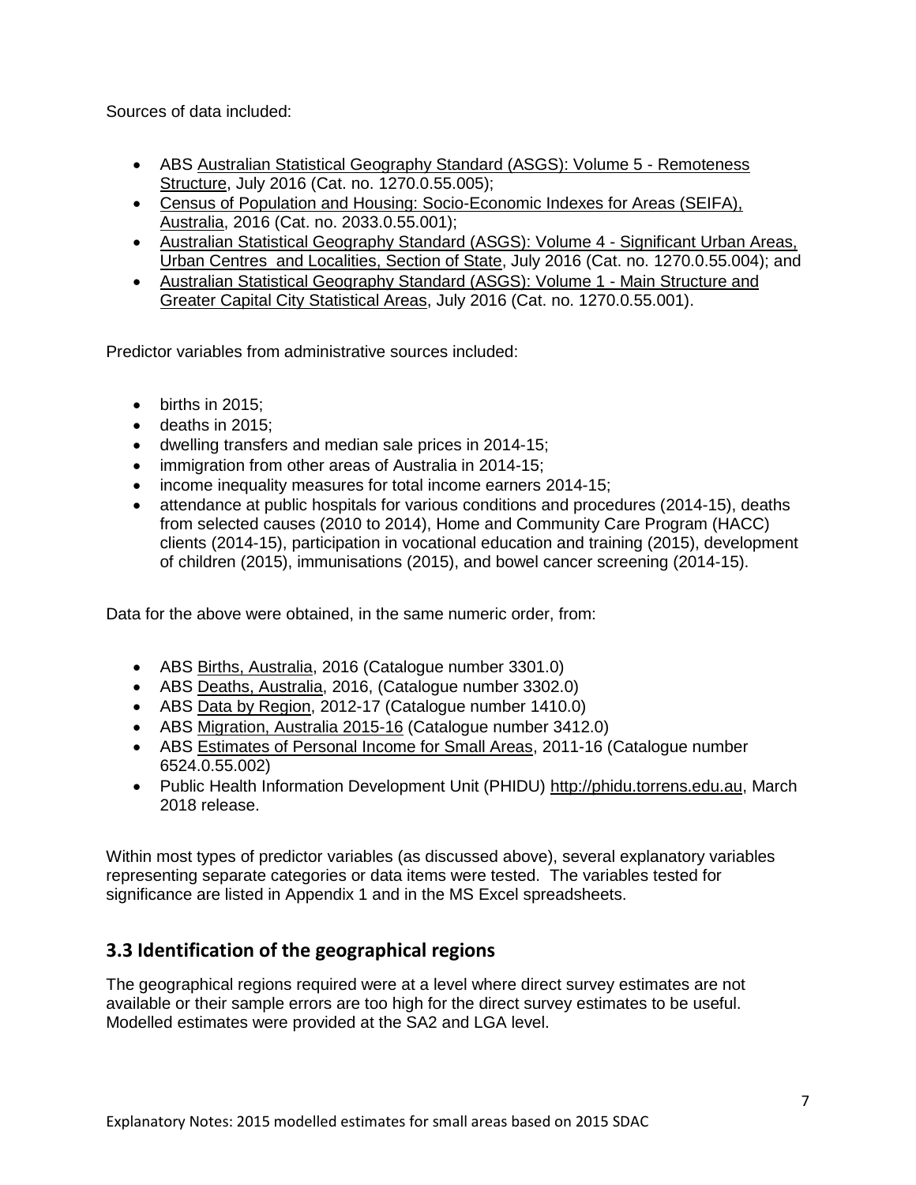Sources of data included:

- ABS Australian Statistical Geography Standard (ASGS): Volume 5 - Remoteness Structure, July 2016 (Cat. no. 1270.0.55.005);
- Census of Population and Housing: Socio-Economic Indexes for Areas (SEIFA), Australia, 2016 (Cat. no. 2033.0.55.001);
- Australian Statistical Geography Standard (ASGS): Volume 4 - Significant Urban Areas, Urban Centres and Localities, Section of State, July 2016 (Cat. no. 1270.0.55.004); and
- Australian Statistical Geography Standard (ASGS): Volume 1 - Main Structure and Greater Capital City Statistical Areas, July 2016 (Cat. no. 1270.0.55.001).

Predictor variables from administrative sources included:

- births in 2015;
- deaths in 2015;
- dwelling transfers and median sale prices in 2014-15;
- immigration from other areas of Australia in 2014-15;
- income inequality measures for total income earners 2014-15;
- attendance at public hospitals for various conditions and procedures (2014-15), deaths from selected causes (2010 to 2014), Home and Community Care Program (HACC) clients (2014-15), participation in vocational education and training (2015), development of children (2015), immunisations (2015), and bowel cancer screening (2014-15).

Data for the above were obtained, in the same numeric order, from:

- ABS Births, Australia, 2016 (Catalogue number 3301.0)
- ABS Deaths, Australia, 2016, (Catalogue number 3302.0)
- ABS Data by Region, 2012-17 (Catalogue number 1410.0)
- ABS Migration, Australia 2015-16 (Catalogue number 3412.0)
- ABS Estimates of Personal Income for Small Areas, 2011-16 (Catalogue number 6524.0.55.002)
- Public Health Information Development Unit (PHIDU) http://phidu.torrens.edu.au, March 2018 release.

Within most types of predictor variables (as discussed above), several explanatory variables representing separate categories or data items were tested. The variables tested for significance are listed in Appendix 1 and in the MS Excel spreadsheets.

## 3.3 Identification of the geographical regions

The geographical regions required were at a level where direct survey estimates are not available or their sample errors are too high for the direct survey estimates to be useful. Modelled estimates were provided at the SA2 and LGA level.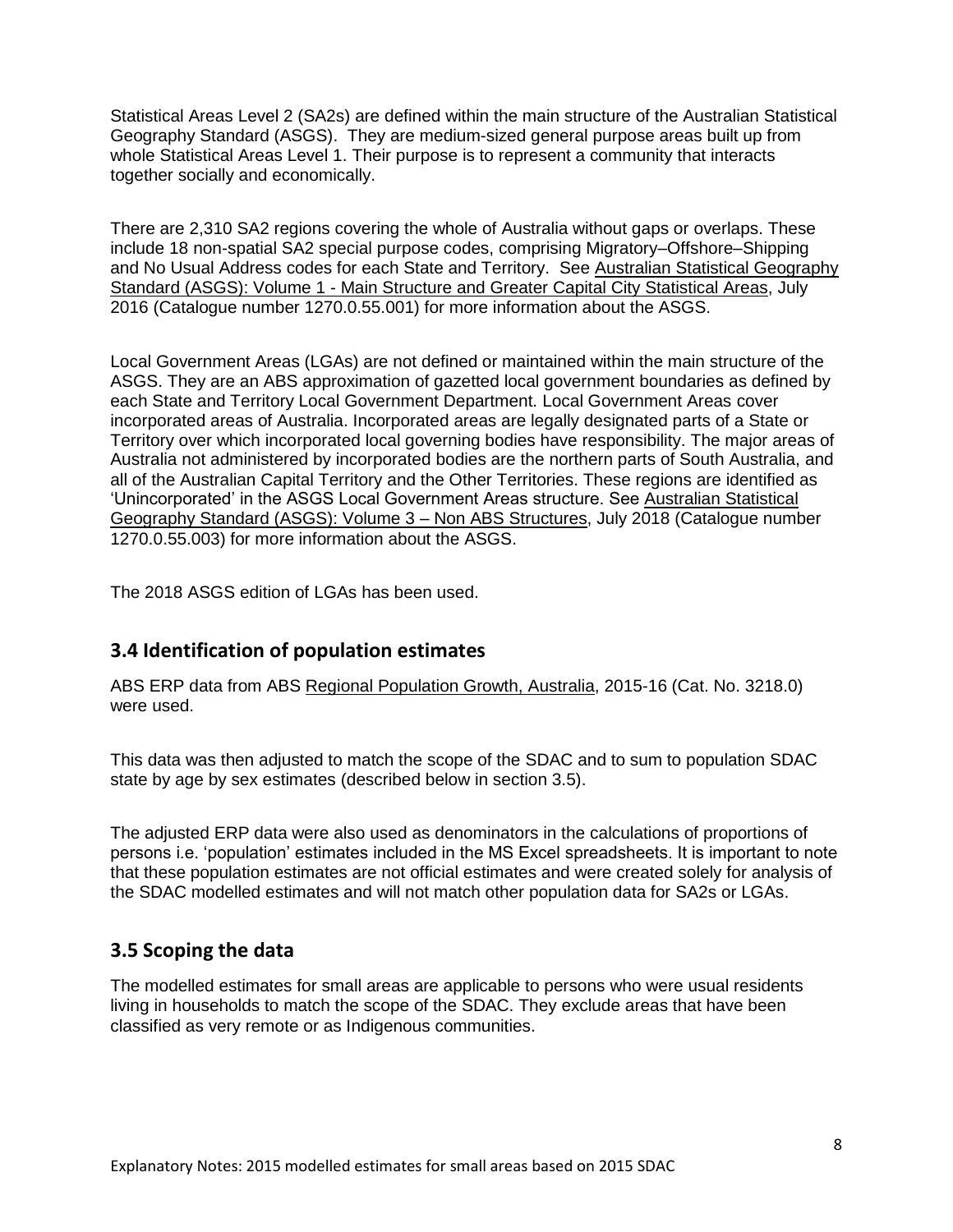Statistical Areas Level 2 (SA2s) are defined within the main structure of the Australian Statistical Geography Standard (ASGS). They are medium-sized general purpose areas built up from whole Statistical Areas Level 1. Their purpose is to represent a community that interacts together socially and economically.

There are 2,310 SA2 regions covering the whole of Australia without gaps or overlaps. These include 18 non-spatial SA2 special purpose codes, comprising Migratory–Offshore–Shipping and No Usual Address codes for each State and Territory. See Australian Statistical Geography Standard (ASGS): Volume 1 - Main Structure and Greater Capital City Statistical Areas, July 2016 (Catalogue number 1270.0.55.001) for more information about the ASGS.

Local Government Areas (LGAs) are not defined or maintained within the main structure of the ASGS. They are an ABS approximation of gazetted local government boundaries as defined by each State and Territory Local Government Department. Local Government Areas cover incorporated areas of Australia. Incorporated areas are legally designated parts of a State or Territory over which incorporated local governing bodies have responsibility. The major areas of Australia not administered by incorporated bodies are the northern parts of South Australia, and all of the Australian Capital Territory and the Other Territories. These regions are identified as 'Unincorporated' in the ASGS Local Government Areas structure. See Australian Statistical Geography Standard (ASGS): Volume 3 – Non ABS Structures, July 2018 (Catalogue number 1270.0.55.003) for more information about the ASGS.

The 2018 ASGS edition of LGAs has been used.

## 3.4 Identification of population estimates

ABS ERP data from ABS Regional Population Growth, Australia, 2015-16 (Cat. No. 3218.0) were used.

This data was then adjusted to match the scope of the SDAC and to sum to population SDAC state by age by sex estimates (described below in section 3.5).

The adjusted ERP data were also used as denominators in the calculations of proportions of persons i.e. 'population' estimates included in the MS Excel spreadsheets. It is important to note that these population estimates are not official estimates and were created solely for analysis of the SDAC modelled estimates and will not match other population data for SA2s or LGAs.

## 3.5 Scoping the data

The modelled estimates for small areas are applicable to persons who were usual residents living in households to match the scope of the SDAC. They exclude areas that have been classified as very remote or as Indigenous communities.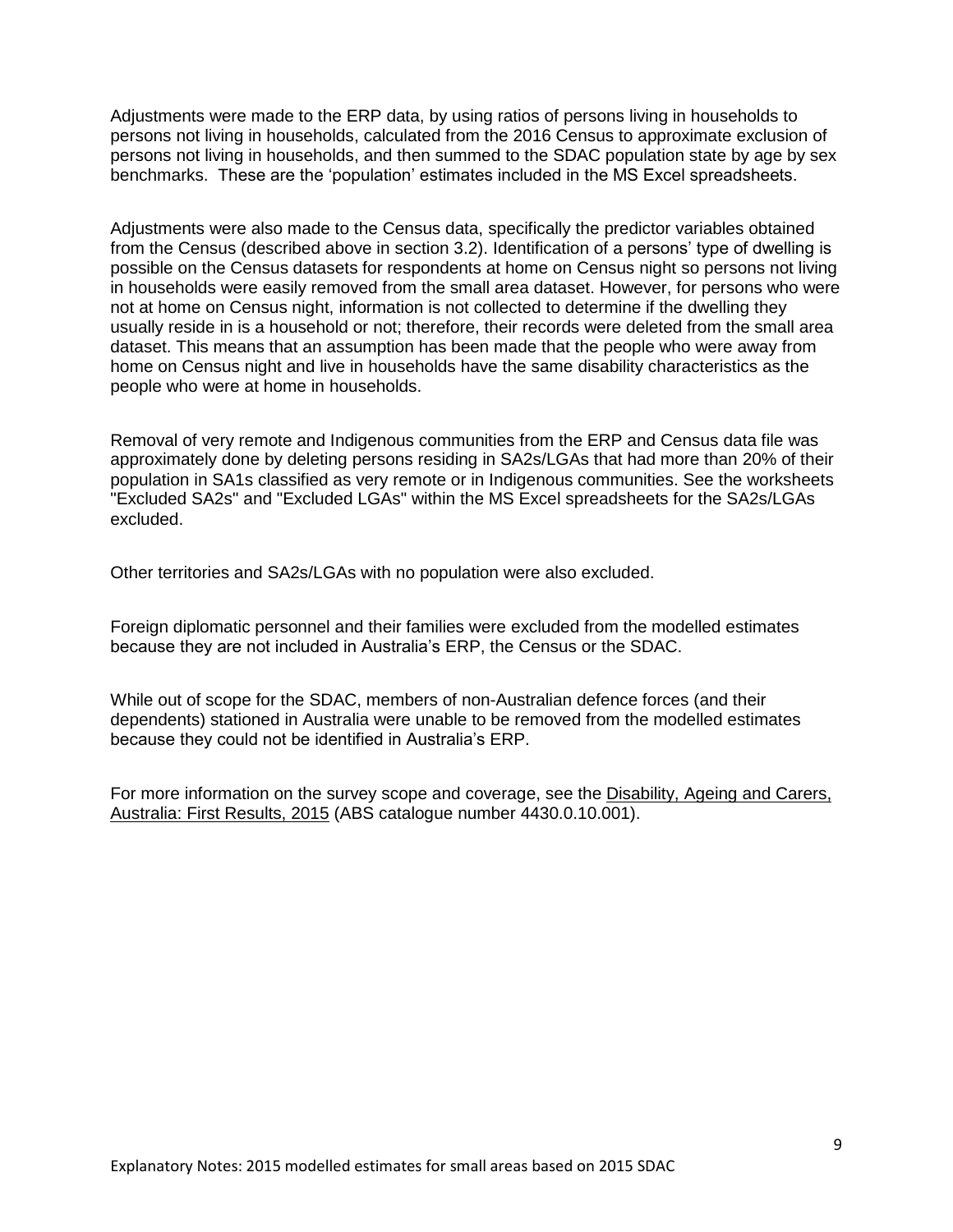Adjustments were made to the ERP data, by using ratios of persons living in households to persons not living in households, calculated from the 2016 Census to approximate exclusion of persons not living in households, and then summed to the SDAC population state by age by sex benchmarks. These are the 'population' estimates included in the MS Excel spreadsheets.

Adjustments were also made to the Census data, specifically the predictor variables obtained from the Census (described above in section 3.2). Identification of a persons' type of dwelling is possible on the Census datasets for respondents at home on Census night so persons not living in households were easily removed from the small area dataset. However, for persons who were not at home on Census night, information is not collected to determine if the dwelling they usually reside in is a household or not; therefore, their records were deleted from the small area dataset. This means that an assumption has been made that the people who were away from home on Census night and live in households have the same disability characteristics as the people who were at home in households.

Removal of very remote and Indigenous communities from the ERP and Census data file was approximately done by deleting persons residing in SA2s/LGAs that had more than 20% of their population in SA1s classified as very remote or in Indigenous communities. See the worksheets "Excluded SA2s" and "Excluded LGAs" within the MS Excel spreadsheets for the SA2s/LGAs excluded.

Other territories and SA2s/LGAs with no population were also excluded.

Foreign diplomatic personnel and their families were excluded from the modelled estimates because they are not included in Australia's ERP, the Census or the SDAC.

While out of scope for the SDAC, members of non-Australian defence forces (and their dependents) stationed in Australia were unable to be removed from the modelled estimates because they could not be identified in Australia's ERP.

For more information on the survey scope and coverage, see the Disability, Ageing and Carers, Australia: First Results, 2015 (ABS catalogue number 4430.0.10.001).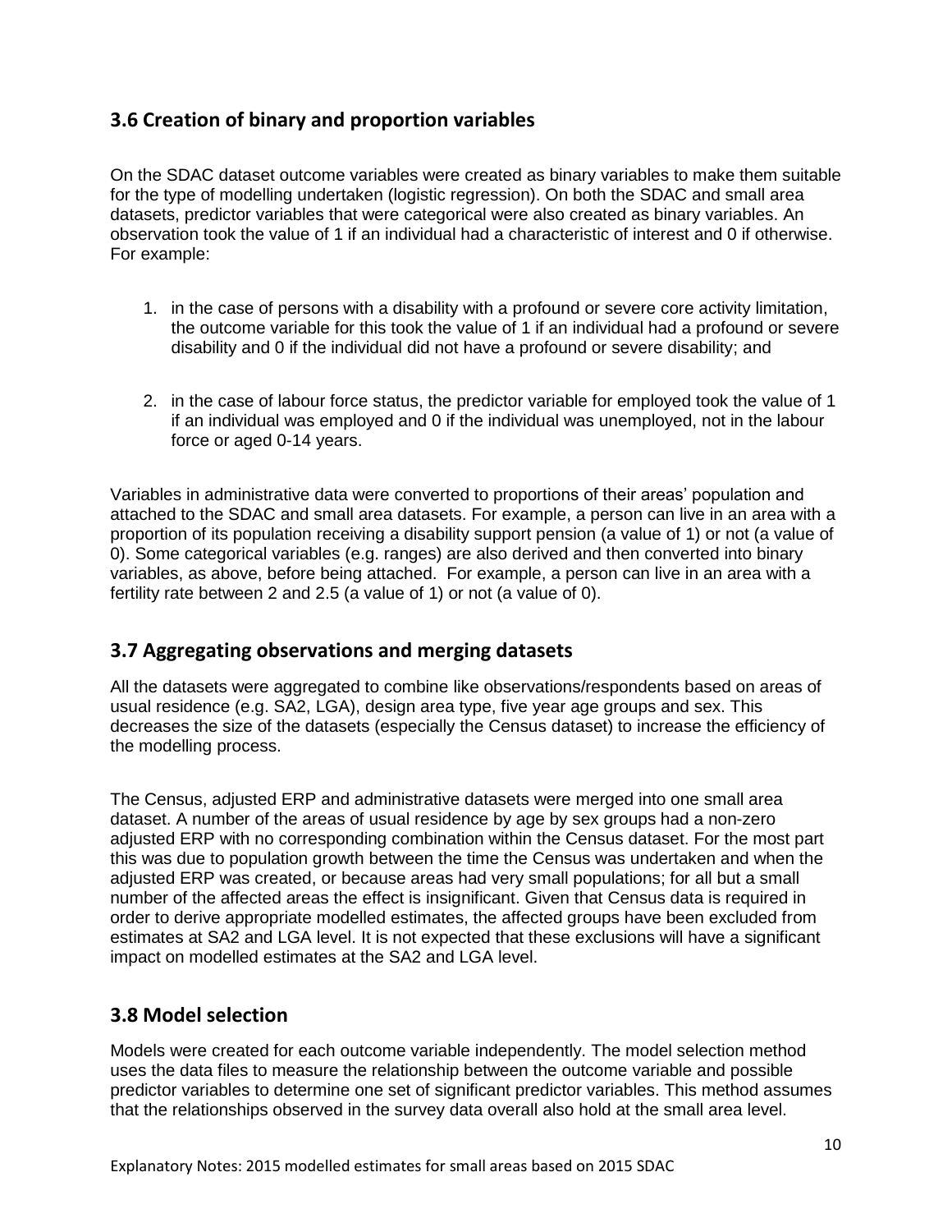## 3.6 Creation of binary and proportion variables

On the SDAC dataset outcome variables were created as binary variables to make them suitable for the type of modelling undertaken (logistic regression). On both the SDAC and small area datasets, predictor variables that were categorical were also created as binary variables. An observation took the value of 1 if an individual had a characteristic of interest and 0 if otherwise. For example:

1. in the case of persons with a disability with a profound or severe core activity limitation, the outcome variable for this took the value of 1 if an individual had a profound or severe disability and 0 if the individual did not have a profound or severe disability; and

2. in the case of labour force status, the predictor variable for employed took the value of 1 if an individual was employed and 0 if the individual was unemployed, not in the labour force or aged 0-14 years.

Variables in administrative data were converted to proportions of their areas' population and attached to the SDAC and small area datasets. For example, a person can live in an area with a proportion of its population receiving a disability support pension (a value of 1) or not (a value of 0). Some categorical variables (e.g. ranges) are also derived and then converted into binary variables, as above, before being attached. For example, a person can live in an area with a fertility rate between 2 and 2.5 (a value of 1) or not (a value of 0).

## 3.7 Aggregating observations and merging datasets

All the datasets were aggregated to combine like observations/respondents based on areas of usual residence (e.g. SA2, LGA), design area type, five year age groups and sex. This decreases the size of the datasets (especially the Census dataset) to increase the efficiency of the modelling process.

The Census, adjusted ERP and administrative datasets were merged into one small area dataset. A number of the areas of usual residence by age by sex groups had a non-zero adjusted ERP with no corresponding combination within the Census dataset. For the most part this was due to population growth between the time the Census was undertaken and when the adjusted ERP was created, or because areas had very small populations; for all but a small number of the affected areas the effect is insignificant. Given that Census data is required in order to derive appropriate modelled estimates, the affected groups have been excluded from estimates at SA2 and LGA level. It is not expected that these exclusions will have a significant impact on modelled estimates at the SA2 and LGA level.

## 3.8 Model selection

Models were created for each outcome variable independently. The model selection method uses the data files to measure the relationship between the outcome variable and possible predictor variables to determine one set of significant predictor variables. This method assumes that the relationships observed in the survey data overall also hold at the small area level.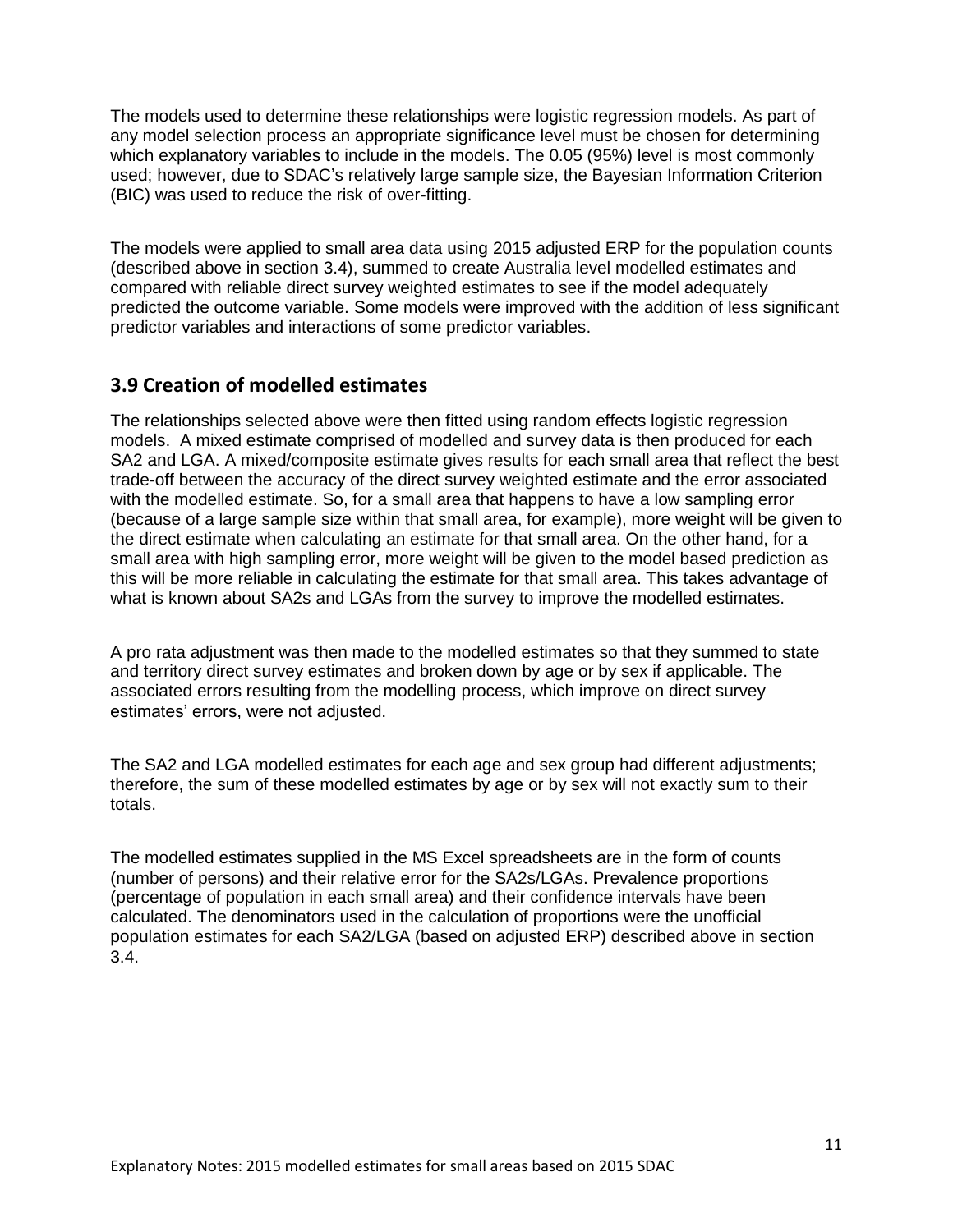The models used to determine these relationships were logistic regression models. As part of any model selection process an appropriate significance level must be chosen for determining which explanatory variables to include in the models. The 0.05 (95%) level is most commonly used; however, due to SDAC's relatively large sample size, the Bayesian Information Criterion (BIC) was used to reduce the risk of over-fitting.

The models were applied to small area data using 2015 adjusted ERP for the population counts (described above in section 3.4), summed to create Australia level modelled estimates and compared with reliable direct survey weighted estimates to see if the model adequately predicted the outcome variable. Some models were improved with the addition of less significant predictor variables and interactions of some predictor variables.

## 3.9 Creation of modelled estimates

The relationships selected above were then fitted using random effects logistic regression models. A mixed estimate comprised of modelled and survey data is then produced for each SA2 and LGA. A mixed/composite estimate gives results for each small area that reflect the best trade-off between the accuracy of the direct survey weighted estimate and the error associated with the modelled estimate. So, for a small area that happens to have a low sampling error (because of a large sample size within that small area, for example), more weight will be given to the direct estimate when calculating an estimate for that small area. On the other hand, for a small area with high sampling error, more weight will be given to the model based prediction as this will be more reliable in calculating the estimate for that small area. This takes advantage of what is known about SA2s and LGAs from the survey to improve the modelled estimates.

A pro rata adjustment was then made to the modelled estimates so that they summed to state and territory direct survey estimates and broken down by age or by sex if applicable. The associated errors resulting from the modelling process, which improve on direct survey estimates' errors, were not adjusted.

The SA2 and LGA modelled estimates for each age and sex group had different adjustments; therefore, the sum of these modelled estimates by age or by sex will not exactly sum to their totals.

The modelled estimates supplied in the MS Excel spreadsheets are in the form of counts (number of persons) and their relative error for the SA2s/LGAs. Prevalence proportions (percentage of population in each small area) and their confidence intervals have been calculated. The denominators used in the calculation of proportions were the unofficial population estimates for each SA2/LGA (based on adjusted ERP) described above in section 3.4.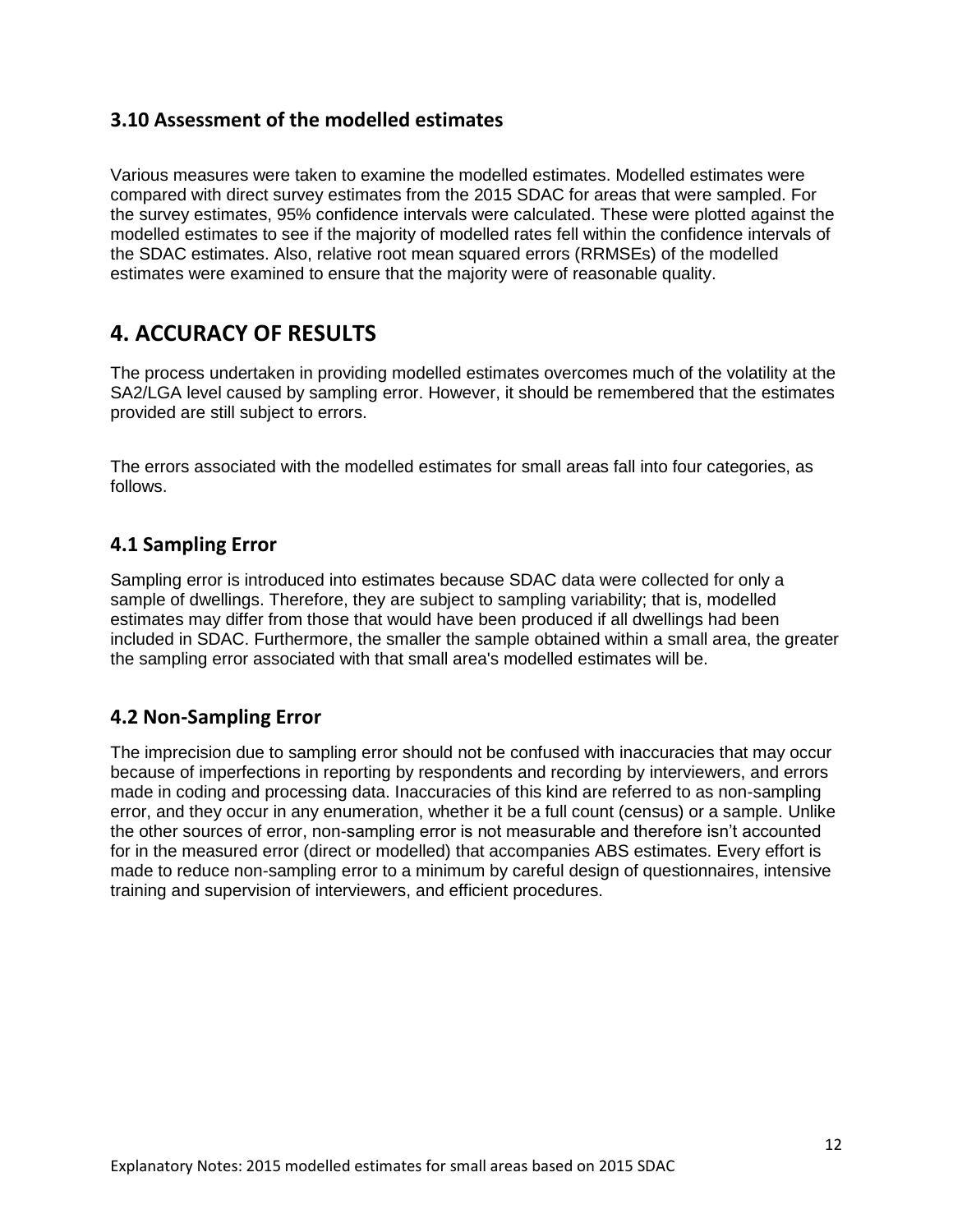### 3.10 Assessment of the modelled estimates

Various measures were taken to examine the modelled estimates. Modelled estimates were compared with direct survey estimates from the 2015 SDAC for areas that were sampled. For the survey estimates, 95% confidence intervals were calculated. These were plotted against the modelled estimates to see if the majority of modelled rates fell within the confidence intervals of the SDAC estimates. Also, relative root mean squared errors (RRMSEs) of the modelled estimates were examined to ensure that the majority were of reasonable quality.

## 4. ACCURACY OF RESULTS

The process undertaken in providing modelled estimates overcomes much of the volatility at the SA2/LGA level caused by sampling error. However, it should be remembered that the estimates provided are still subject to errors.

The errors associated with the modelled estimates for small areas fall into four categories, as follows.

### 4.1 Sampling Error

Sampling error is introduced into estimates because SDAC data were collected for only a sample of dwellings. Therefore, they are subject to sampling variability; that is, modelled estimates may differ from those that would have been produced if all dwellings had been included in SDAC. Furthermore, the smaller the sample obtained within a small area, the greater the sampling error associated with that small area's modelled estimates will be.

### 4.2 Non-Sampling Error

The imprecision due to sampling error should not be confused with inaccuracies that may occur because of imperfections in reporting by respondents and recording by interviewers, and errors made in coding and processing data. Inaccuracies of this kind are referred to as non-sampling error, and they occur in any enumeration, whether it be a full count (census) or a sample. Unlike the other sources of error, non-sampling error is not measurable and therefore isn't accounted for in the measured error (direct or modelled) that accompanies ABS estimates. Every effort is made to reduce non-sampling error to a minimum by careful design of questionnaires, intensive training and supervision of interviewers, and efficient procedures.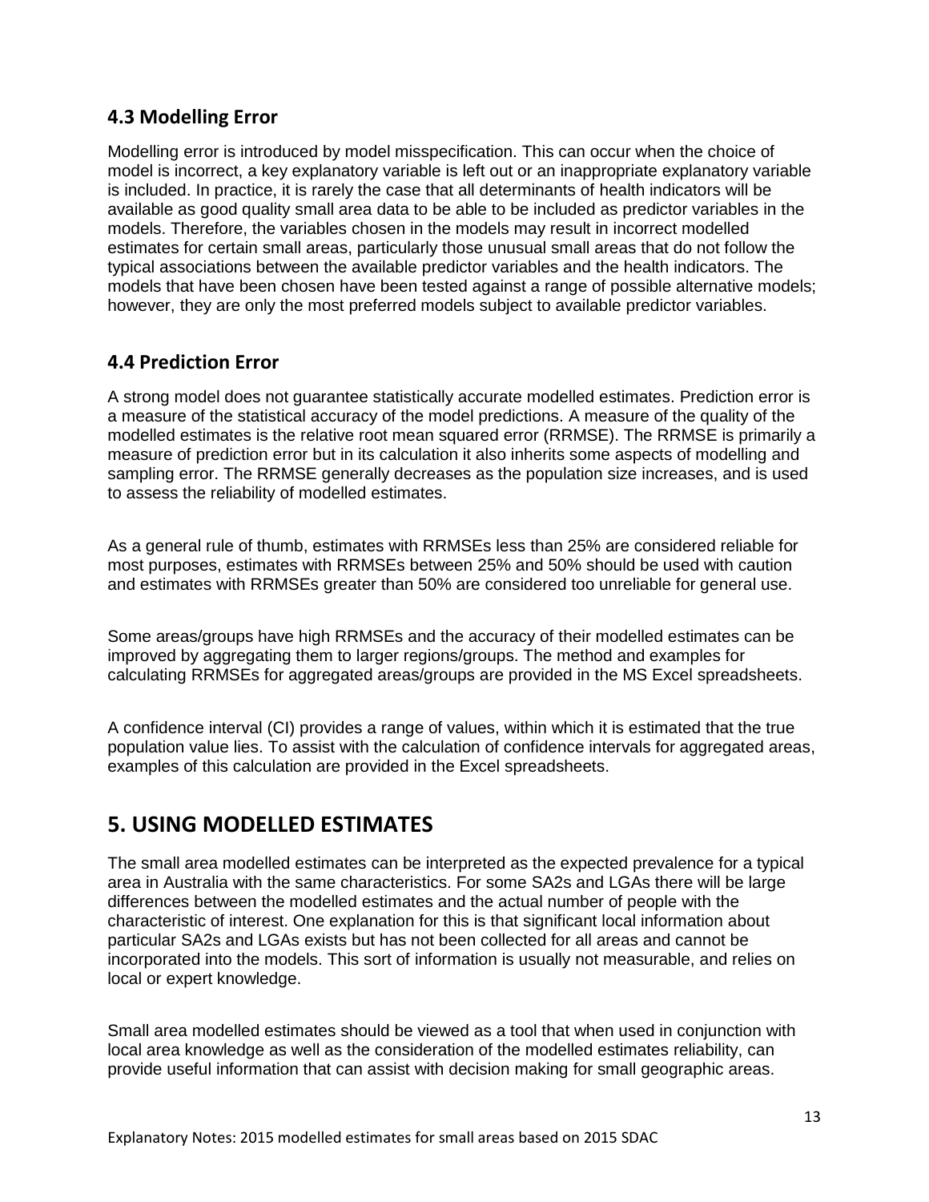### 4.3 Modelling Error

Modelling error is introduced by model misspecification. This can occur when the choice of model is incorrect, a key explanatory variable is left out or an inappropriate explanatory variable is included. In practice, it is rarely the case that all determinants of health indicators will be available as good quality small area data to be able to be included as predictor variables in the models. Therefore, the variables chosen in the models may result in incorrect modelled estimates for certain small areas, particularly those unusual small areas that do not follow the typical associations between the available predictor variables and the health indicators. The models that have been chosen have been tested against a range of possible alternative models; however, they are only the most preferred models subject to available predictor variables.

### 4.4 Prediction Error

A strong model does not guarantee statistically accurate modelled estimates. Prediction error is a measure of the statistical accuracy of the model predictions. A measure of the quality of the modelled estimates is the relative root mean squared error (RRMSE). The RRMSE is primarily a measure of prediction error but in its calculation it also inherits some aspects of modelling and sampling error. The RRMSE generally decreases as the population size increases, and is used to assess the reliability of modelled estimates.

As a general rule of thumb, estimates with RRMSEs less than 25% are considered reliable for most purposes, estimates with RRMSEs between 25% and 50% should be used with caution and estimates with RRMSEs greater than 50% are considered too unreliable for general use.

Some areas/groups have high RRMSEs and the accuracy of their modelled estimates can be improved by aggregating them to larger regions/groups. The method and examples for calculating RRMSEs for aggregated areas/groups are provided in the MS Excel spreadsheets.

A confidence interval (CI) provides a range of values, within which it is estimated that the true population value lies. To assist with the calculation of confidence intervals for aggregated areas, examples of this calculation are provided in the Excel spreadsheets.

## 5. USING MODELLED ESTIMATES

The small area modelled estimates can be interpreted as the expected prevalence for a typical area in Australia with the same characteristics. For some SA2s and LGAs there will be large differences between the modelled estimates and the actual number of people with the characteristic of interest. One explanation for this is that significant local information about particular SA2s and LGAs exists but has not been collected for all areas and cannot be incorporated into the models. This sort of information is usually not measurable, and relies on local or expert knowledge.

Small area modelled estimates should be viewed as a tool that when used in conjunction with local area knowledge as well as the consideration of the modelled estimates reliability, can provide useful information that can assist with decision making for small geographic areas.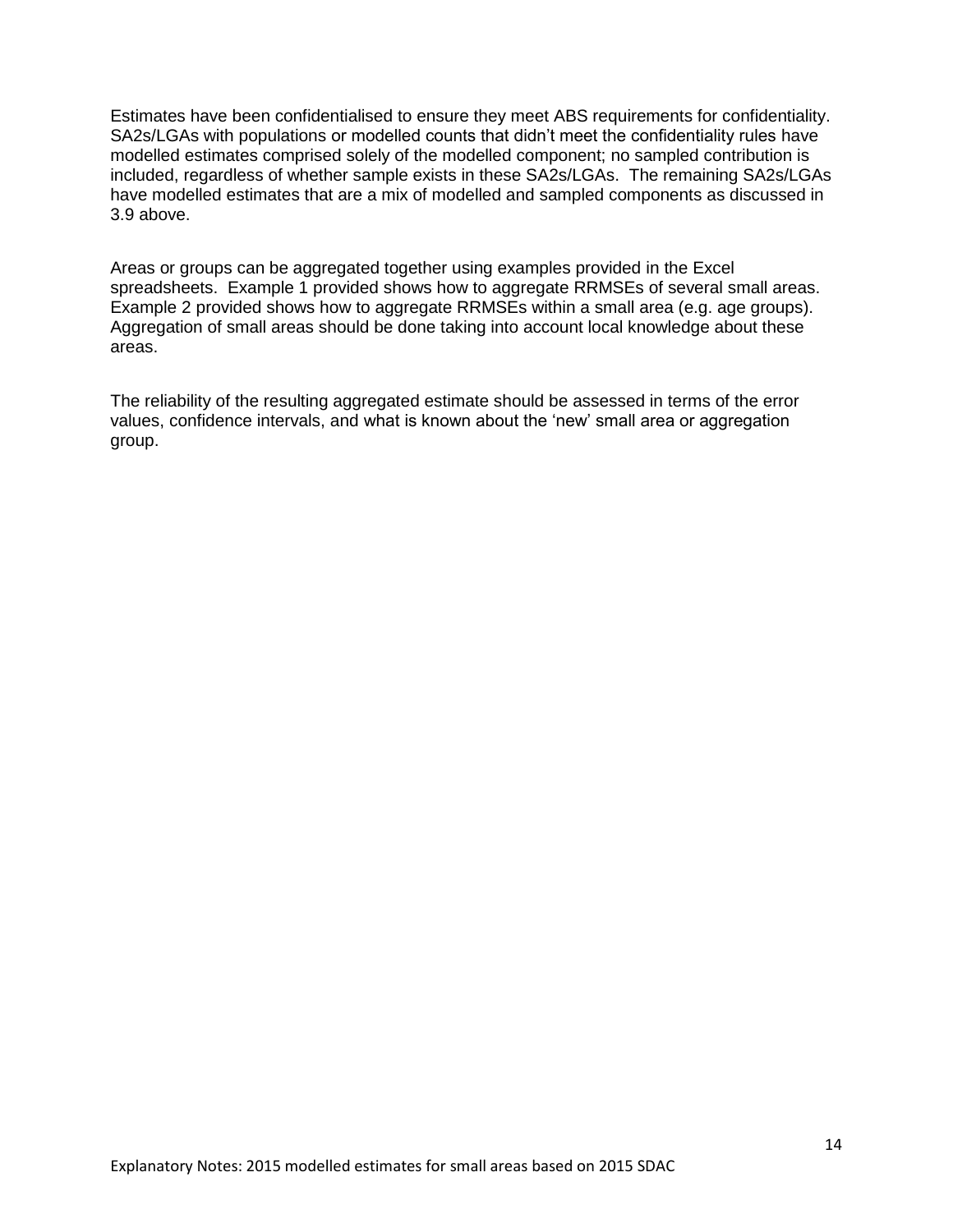Estimates have been confidentialised to ensure they meet ABS requirements for confidentiality. SA2s/LGAs with populations or modelled counts that didn't meet the confidentiality rules have modelled estimates comprised solely of the modelled component; no sampled contribution is included, regardless of whether sample exists in these SA2s/LGAs. The remaining SA2s/LGAs have modelled estimates that are a mix of modelled and sampled components as discussed in 3.9 above.

Areas or groups can be aggregated together using examples provided in the Excel spreadsheets. Example 1 provided shows how to aggregate RRMSEs of several small areas. Example 2 provided shows how to aggregate RRMSEs within a small area (e.g. age groups). Aggregation of small areas should be done taking into account local knowledge about these areas.

The reliability of the resulting aggregated estimate should be assessed in terms of the error values, confidence intervals, and what is known about the 'new' small area or aggregation group.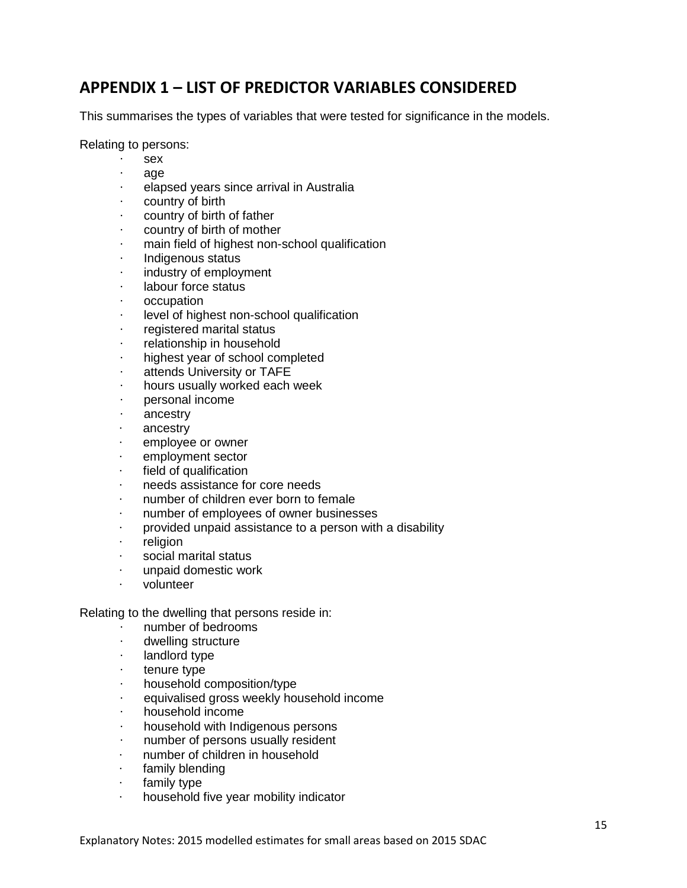## APPENDIX 1 – LIST OF PREDICTOR VARIABLES CONSIDERED

This summarises the types of variables that were tested for significance in the models.

Relating to persons:

- sex
- age
- elapsed years since arrival in Australia
- country of birth
- country of birth of father
- country of birth of mother
- main field of highest non-school qualification
- Indigenous status
- industry of employment
- labour force status
- occupation
- level of highest non-school qualification
- registered marital status
- relationship in household
- highest year of school completed
- attends University or TAFE
- hours usually worked each week
- personal income
- ancestry
- ancestry
- employee or owner
- employment sector
- field of qualification
- needs assistance for core needs
- number of children ever born to female
- number of employees of owner businesses
- provided unpaid assistance to a person with a disability
- religion
- social marital status
- unpaid domestic work
- volunteer

Relating to the dwelling that persons reside in:

- number of bedrooms
- dwelling structure
- landlord type
- tenure type
- household composition/type
- equivalised gross weekly household income
- household income
- household with Indigenous persons
- number of persons usually resident
- number of children in household
- family blending
- family type
- household five year mobility indicator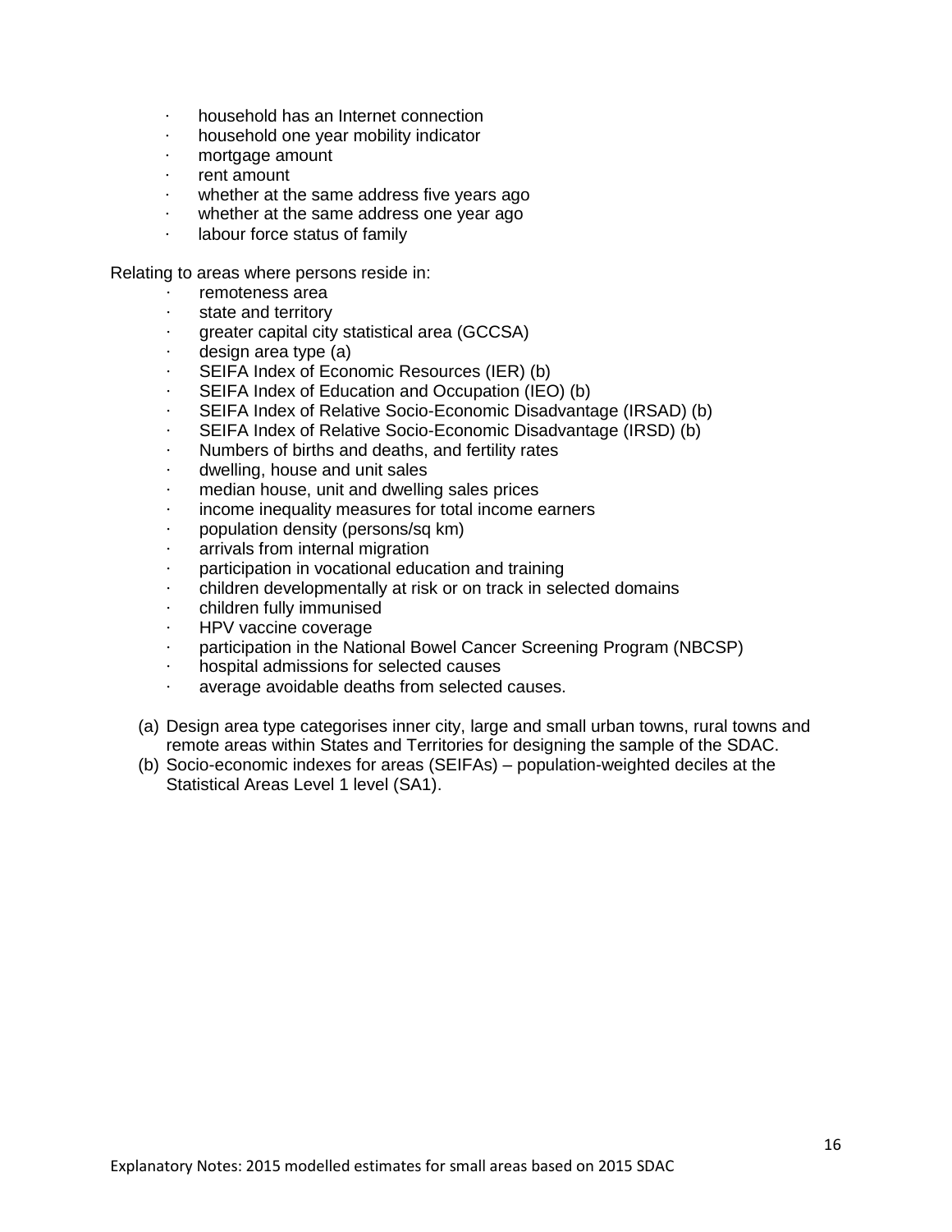- household has an Internet connection
- household one year mobility indicator
- mortgage amount
- rent amount
- whether at the same address five years ago
- whether at the same address one year ago
- labour force status of family

Relating to areas where persons reside in:

- remoteness area
- state and territory
- greater capital city statistical area (GCCSA)
- design area type (a)
- SEIFA Index of Economic Resources (IER) (b)
- SEIFA Index of Education and Occupation (IEO) (b)
- SEIFA Index of Relative Socio-Economic Disadvantage (IRSAD) (b)
- SEIFA Index of Relative Socio-Economic Disadvantage (IRSD) (b)
- Numbers of births and deaths, and fertility rates
- dwelling, house and unit sales
- median house, unit and dwelling sales prices
- income inequality measures for total income earners
- population density (persons/sq km)
- arrivals from internal migration
- participation in vocational education and training
- children developmentally at risk or on track in selected domains
- children fully immunised
- HPV vaccine coverage
- participation in the National Bowel Cancer Screening Program (NBCSP)
- hospital admissions for selected causes
- average avoidable deaths from selected causes.

(a) Design area type categorises inner city, large and small urban towns, rural towns and remote areas within States and Territories for designing the sample of the SDAC.

(b) Socio-economic indexes for areas (SEIFAs) – population-weighted deciles at the Statistical Areas Level 1 level (SA1).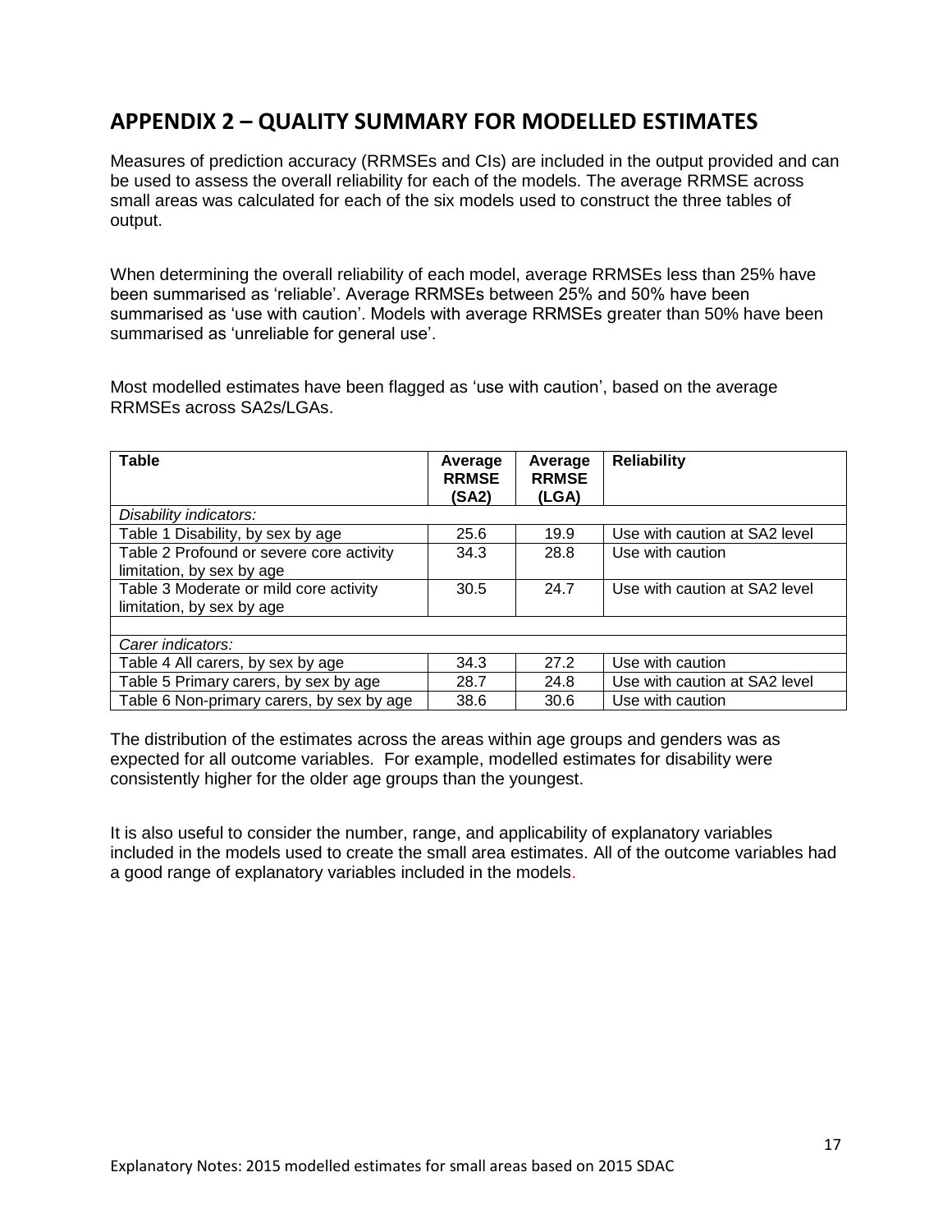## APPENDIX 2 – QUALITY SUMMARY FOR MODELLED ESTIMATES

Measures of prediction accuracy (RRMSEs and CIs) are included in the output provided and can be used to assess the overall reliability for each of the models. The average RRMSE across small areas was calculated for each of the six models used to construct the three tables of output.

When determining the overall reliability of each model, average RRMSEs less than 25% have been summarised as 'reliable'. Average RRMSEs between 25% and 50% have been summarised as 'use with caution'. Models with average RRMSEs greater than 50% have been summarised as 'unreliable for general use'.

Most modelled estimates have been flagged as 'use with caution', based on the average RRMSEs across SA2s/LGAs.

| **Table** | **Average RRMSE (SA2)** | **Average RRMSE (LGA)** | **Reliability** |
|---|---|---|---|
| *Disability indicators:* | | | |
| Table 1 Disability, by sex by age | 25.6 | 19.9 | Use with caution at SA2 level |
| Table 2 Profound or severe core activity limitation, by sex by age | 34.3 | 28.8 | Use with caution |
| Table 3 Moderate or mild core activity limitation, by sex by age | 30.5 | 24.7 | Use with caution at SA2 level |
| | | | |
| *Carer indicators:* | | | |
| Table 4 All carers, by sex by age | 34.3 | 27.2 | Use with caution |
| Table 5 Primary carers, by sex by age | 28.7 | 24.8 | Use with caution at SA2 level |
| Table 6 Non-primary carers, by sex by age | 38.6 | 30.6 | Use with caution |

The distribution of the estimates across the areas within age groups and genders was as expected for all outcome variables. For example, modelled estimates for disability were consistently higher for the older age groups than the youngest.

It is also useful to consider the number, range, and applicability of explanatory variables included in the models used to create the small area estimates. All of the outcome variables had a good range of explanatory variables included in the models.